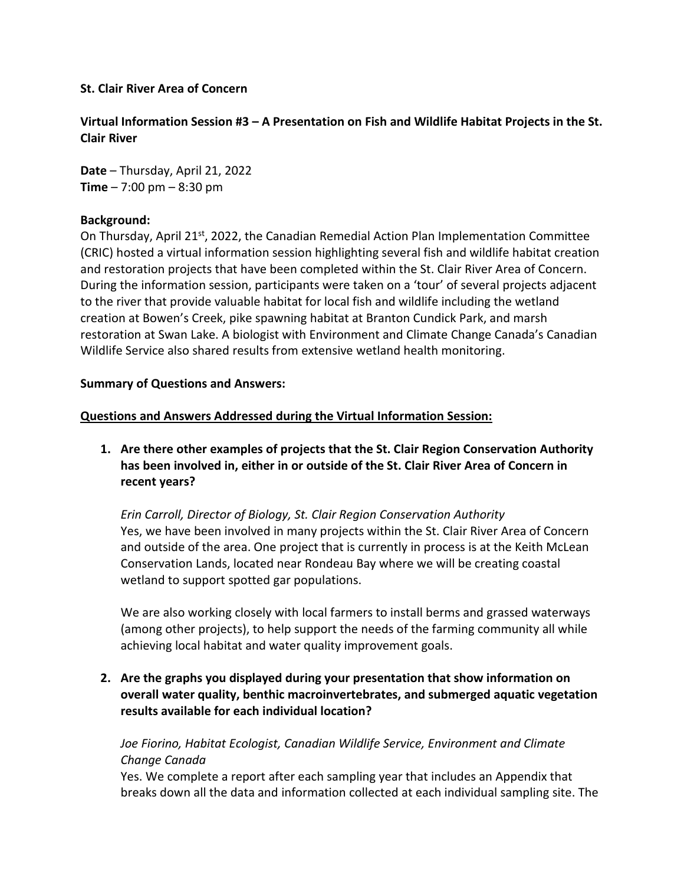**St. Clair River Area of Concern**

**Virtual Information Session #3 – A Presentation on Fish and Wildlife Habitat Projects in the St. Clair River**

**Date** – Thursday, April 21, 2022
**Time** – 7:00 pm – 8:30 pm

**Background:**

On Thursday, April 21st, 2022, the Canadian Remedial Action Plan Implementation Committee (CRIC) hosted a virtual information session highlighting several fish and wildlife habitat creation and restoration projects that have been completed within the St. Clair River Area of Concern. During the information session, participants were taken on a 'tour' of several projects adjacent to the river that provide valuable habitat for local fish and wildlife including the wetland creation at Bowen's Creek, pike spawning habitat at Branton Cundick Park, and marsh restoration at Swan Lake. A biologist with Environment and Climate Change Canada's Canadian Wildlife Service also shared results from extensive wetland health monitoring.

**Summary of Questions and Answers:**

**Questions and Answers Addressed during the Virtual Information Session:**

1. **Are there other examples of projects that the St. Clair Region Conservation Authority has been involved in, either in or outside of the St. Clair River Area of Concern in recent years?**

   *Erin Carroll, Director of Biology, St. Clair Region Conservation Authority*
   Yes, we have been involved in many projects within the St. Clair River Area of Concern and outside of the area. One project that is currently in process is at the Keith McLean Conservation Lands, located near Rondeau Bay where we will be creating coastal wetland to support spotted gar populations.

   We are also working closely with local farmers to install berms and grassed waterways (among other projects), to help support the needs of the farming community all while achieving local habitat and water quality improvement goals.

2. **Are the graphs you displayed during your presentation that show information on overall water quality, benthic macroinvertebrates, and submerged aquatic vegetation results available for each individual location?**

   *Joe Fiorino, Habitat Ecologist, Canadian Wildlife Service, Environment and Climate Change Canada*
   Yes. We complete a report after each sampling year that includes an Appendix that breaks down all the data and information collected at each individual sampling site. The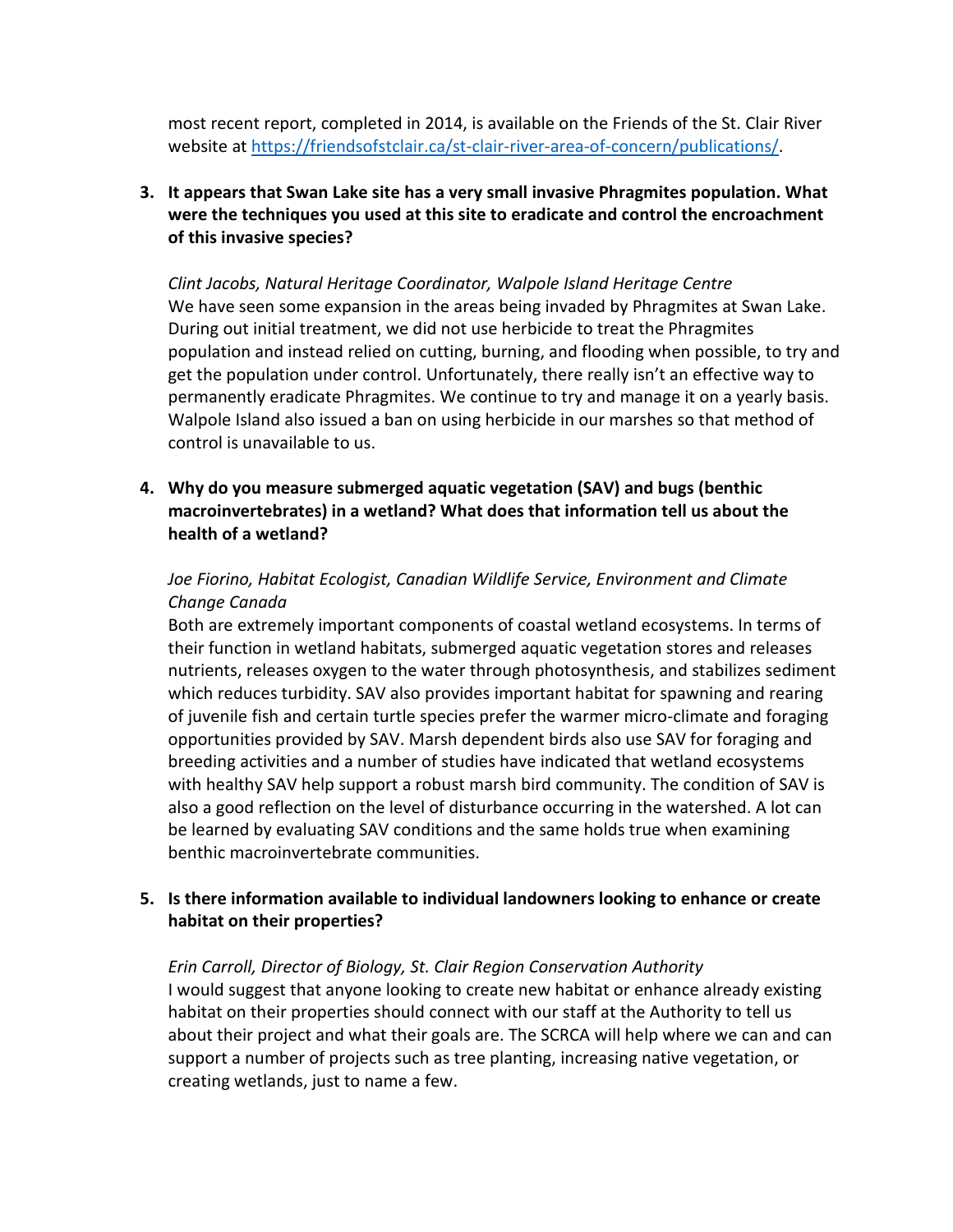most recent report, completed in 2014, is available on the Friends of the St. Clair River website at [https://friendsofstclair.ca/st-clair-river-area-of-concern/publications/](https://friendsofstclair.ca/st-clair-river-area-of-concern/publications/).

3. **It appears that Swan Lake site has a very small invasive Phragmites population. What were the techniques you used at this site to eradicate and control the encroachment of this invasive species?**

   *Clint Jacobs, Natural Heritage Coordinator, Walpole Island Heritage Centre*
   We have seen some expansion in the areas being invaded by Phragmites at Swan Lake. During out initial treatment, we did not use herbicide to treat the Phragmites population and instead relied on cutting, burning, and flooding when possible, to try and get the population under control. Unfortunately, there really isn't an effective way to permanently eradicate Phragmites. We continue to try and manage it on a yearly basis. Walpole Island also issued a ban on using herbicide in our marshes so that method of control is unavailable to us.

4. **Why do you measure submerged aquatic vegetation (SAV) and bugs (benthic macroinvertebrates) in a wetland? What does that information tell us about the health of a wetland?**

   *Joe Fiorino, Habitat Ecologist, Canadian Wildlife Service, Environment and Climate Change Canada*
   Both are extremely important components of coastal wetland ecosystems. In terms of their function in wetland habitats, submerged aquatic vegetation stores and releases nutrients, releases oxygen to the water through photosynthesis, and stabilizes sediment which reduces turbidity. SAV also provides important habitat for spawning and rearing of juvenile fish and certain turtle species prefer the warmer micro-climate and foraging opportunities provided by SAV. Marsh dependent birds also use SAV for foraging and breeding activities and a number of studies have indicated that wetland ecosystems with healthy SAV help support a robust marsh bird community. The condition of SAV is also a good reflection on the level of disturbance occurring in the watershed. A lot can be learned by evaluating SAV conditions and the same holds true when examining benthic macroinvertebrate communities.

5. **Is there information available to individual landowners looking to enhance or create habitat on their properties?**

   *Erin Carroll, Director of Biology, St. Clair Region Conservation Authority*
   I would suggest that anyone looking to create new habitat or enhance already existing habitat on their properties should connect with our staff at the Authority to tell us about their project and what their goals are. The SCRCA will help where we can and can support a number of projects such as tree planting, increasing native vegetation, or creating wetlands, just to name a few.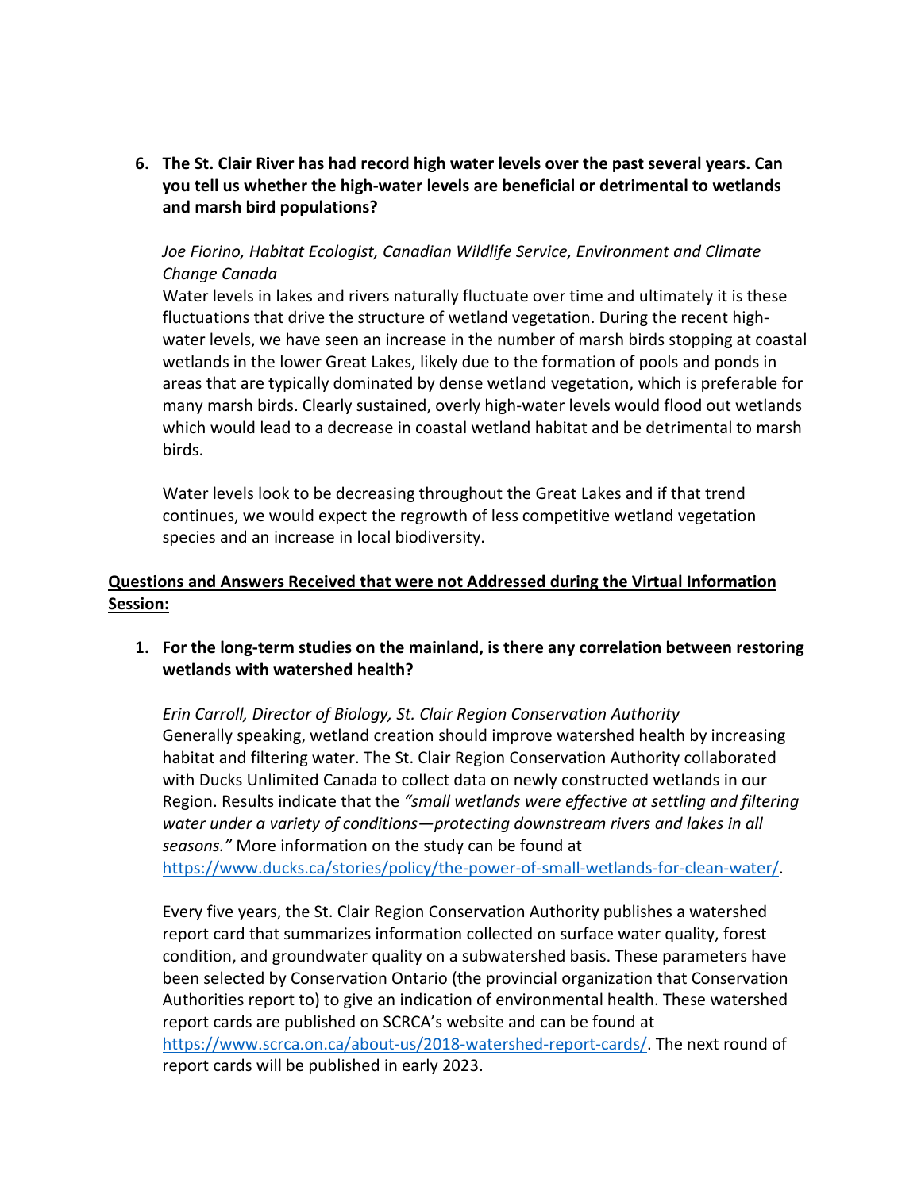6. **The St. Clair River has had record high water levels over the past several years. Can you tell us whether the high-water levels are beneficial or detrimental to wetlands and marsh bird populations?**

   *Joe Fiorino, Habitat Ecologist, Canadian Wildlife Service, Environment and Climate Change Canada*
   Water levels in lakes and rivers naturally fluctuate over time and ultimately it is these fluctuations that drive the structure of wetland vegetation. During the recent high-water levels, we have seen an increase in the number of marsh birds stopping at coastal wetlands in the lower Great Lakes, likely due to the formation of pools and ponds in areas that are typically dominated by dense wetland vegetation, which is preferable for many marsh birds. Clearly sustained, overly high-water levels would flood out wetlands which would lead to a decrease in coastal wetland habitat and be detrimental to marsh birds.

   Water levels look to be decreasing throughout the Great Lakes and if that trend continues, we would expect the regrowth of less competitive wetland vegetation species and an increase in local biodiversity.

## <u>Questions and Answers Received that were not Addressed during the Virtual Information Session:</u>

1. **For the long-term studies on the mainland, is there any correlation between restoring wetlands with watershed health?**

   *Erin Carroll, Director of Biology, St. Clair Region Conservation Authority*
   Generally speaking, wetland creation should improve watershed health by increasing habitat and filtering water. The St. Clair Region Conservation Authority collaborated with Ducks Unlimited Canada to collect data on newly constructed wetlands in our Region. Results indicate that the *"small wetlands were effective at settling and filtering water under a variety of conditions—protecting downstream rivers and lakes in all seasons."* More information on the study can be found at [https://www.ducks.ca/stories/policy/the-power-of-small-wetlands-for-clean-water/](https://www.ducks.ca/stories/policy/the-power-of-small-wetlands-for-clean-water/).

   Every five years, the St. Clair Region Conservation Authority publishes a watershed report card that summarizes information collected on surface water quality, forest condition, and groundwater quality on a subwatershed basis. These parameters have been selected by Conservation Ontario (the provincial organization that Conservation Authorities report to) to give an indication of environmental health. These watershed report cards are published on SCRCA's website and can be found at [https://www.scrca.on.ca/about-us/2018-watershed-report-cards/](https://www.scrca.on.ca/about-us/2018-watershed-report-cards/). The next round of report cards will be published in early 2023.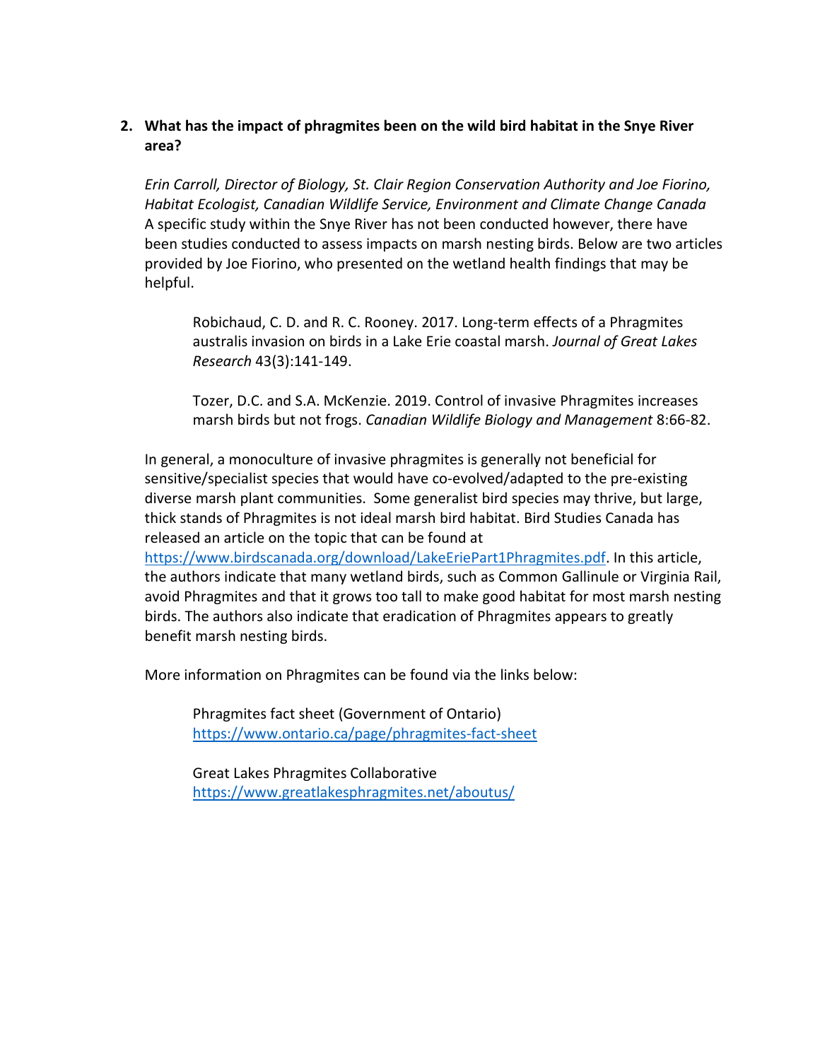2. **What has the impact of phragmites been on the wild bird habitat in the Snye River area?**

   *Erin Carroll, Director of Biology, St. Clair Region Conservation Authority and Joe Fiorino, Habitat Ecologist, Canadian Wildlife Service, Environment and Climate Change Canada*
   A specific study within the Snye River has not been conducted however, there have been studies conducted to assess impacts on marsh nesting birds. Below are two articles provided by Joe Fiorino, who presented on the wetland health findings that may be helpful.

   > Robichaud, C. D. and R. C. Rooney. 2017. Long-term effects of a Phragmites australis invasion on birds in a Lake Erie coastal marsh. *Journal of Great Lakes Research* 43(3):141-149.
   >
   > Tozer, D.C. and S.A. McKenzie. 2019. Control of invasive Phragmites increases marsh birds but not frogs. *Canadian Wildlife Biology and Management* 8:66-82.

   In general, a monoculture of invasive phragmites is generally not beneficial for sensitive/specialist species that would have co-evolved/adapted to the pre-existing diverse marsh plant communities. Some generalist bird species may thrive, but large, thick stands of Phragmites is not ideal marsh bird habitat. Bird Studies Canada has released an article on the topic that can be found at https://www.birdscanada.org/download/LakeEriePart1Phragmites.pdf. In this article, the authors indicate that many wetland birds, such as Common Gallinule or Virginia Rail, avoid Phragmites and that it grows too tall to make good habitat for most marsh nesting birds. The authors also indicate that eradication of Phragmites appears to greatly benefit marsh nesting birds.

   More information on Phragmites can be found via the links below:

   > Phragmites fact sheet (Government of Ontario)
   > https://www.ontario.ca/page/phragmites-fact-sheet
   >
   > Great Lakes Phragmites Collaborative
   > https://www.greatlakesphragmites.net/aboutus/